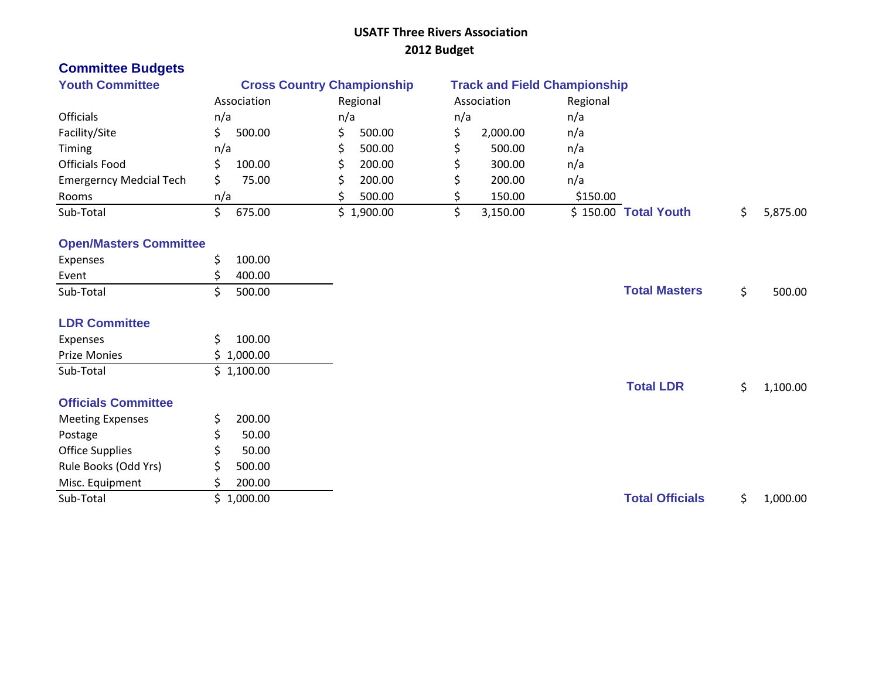# USATF Three Rivers Association
## 2012 Budget

## Committee Budgets

### Youth Committee

| | Cross Country Championship | | Track and Field Championship | | | |
|---|---|---|---|---|---|---|
| | Association | Regional | Association | Regional | | |
| Officials | n/a | n/a | n/a | n/a | | |
| Facility/Site | $ 500.00 | $ 500.00 | $ 2,000.00 | n/a | | |
| Timing | n/a | $ 500.00 | $ 500.00 | n/a | | |
| Officials Food | $ 100.00 | $ 200.00 | $ 300.00 | n/a | | |
| Emergerncy Medcial Tech | $ 75.00 | $ 200.00 | $ 200.00 | n/a | | |
| Rooms | n/a | $ 500.00 | $ 150.00 | $150.00 | | |
| Sub-Total | $ 675.00 | $ 1,900.00 | $ 3,150.00 | $ 150.00 | **Total Youth** | $ 5,875.00 |

### Open/Masters Committee

| | | | |
|---|---|---|---|
| Expenses | $ 100.00 | | |
| Event | $ 400.00 | | |
| Sub-Total | $ 500.00 | **Total Masters** | $ 500.00 |

### LDR Committee

| | | | |
|---|---|---|---|
| Expenses | $ 100.00 | | |
| Prize Monies | $ 1,000.00 | | |
| Sub-Total | $ 1,100.00 | **Total LDR** | $ 1,100.00 |

### Officials Committee

| | | | |
|---|---|---|---|
| Meeting Expenses | $ 200.00 | | |
| Postage | $ 50.00 | | |
| Office Supplies | $ 50.00 | | |
| Rule Books (Odd Yrs) | $ 500.00 | | |
| Misc. Equipment | $ 200.00 | | |
| Sub-Total | $ 1,000.00 | **Total Officials** | $ 1,000.00 |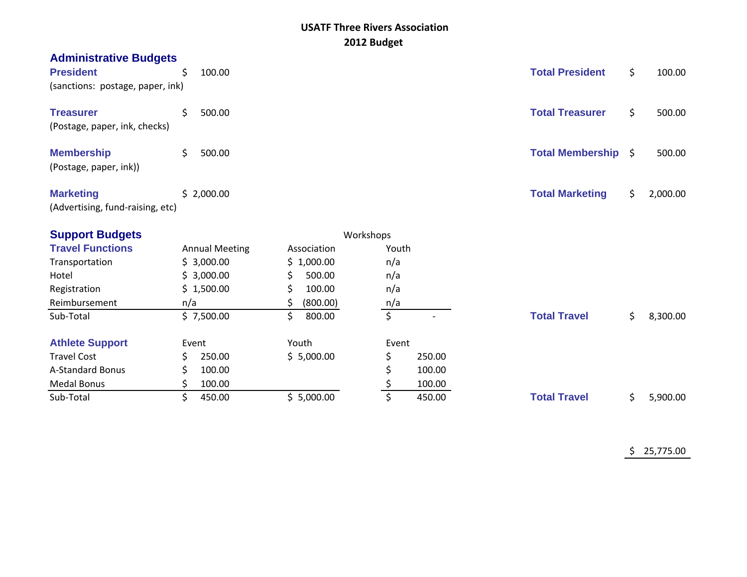**USATF Three Rivers Association**
**2012 Budget**

## Administrative Budgets

| | | | |
|---|---|---|---|
| **President** | $ 100.00 | **Total President** | $ 100.00 |
| (sanctions: postage, paper, ink) | | | |
| **Treasurer** | $ 500.00 | **Total Treasurer** | $ 500.00 |
| (Postage, paper, ink, checks) | | | |
| **Membership** | $ 500.00 | **Total Membership** | $ 500.00 |
| (Postage, paper, ink)) | | | |
| **Marketing** | $ 2,000.00 | **Total Marketing** | $ 2,000.00 |
| (Advertising, fund-raising, etc) | | | |

## Support Budgets

| **Travel Functions** | Annual Meeting | Workshops Association | Workshops Youth | | |
|---|---|---|---|---|---|
| Transportation | $ 3,000.00 | $ 1,000.00 | n/a | | |
| Hotel | $ 3,000.00 | $ 500.00 | n/a | | |
| Registration | $ 1,500.00 | $ 100.00 | n/a | | |
| Reimbursement | n/a | $ (800.00) | n/a | | |
| Sub-Total | $ 7,500.00 | $ 800.00 | $ - | **Total Travel** | $ 8,300.00 |

| **Athlete Support** | Event | Youth | Event | | |
|---|---|---|---|---|---|
| Travel Cost | $ 250.00 | $ 5,000.00 | $ 250.00 | | |
| A-Standard Bonus | $ 100.00 | | $ 100.00 | | |
| Medal Bonus | $ 100.00 | | $ 100.00 | | |
| Sub-Total | $ 450.00 | $ 5,000.00 | $ 450.00 | **Total Travel** | $ 5,900.00 |

$ 25,775.00